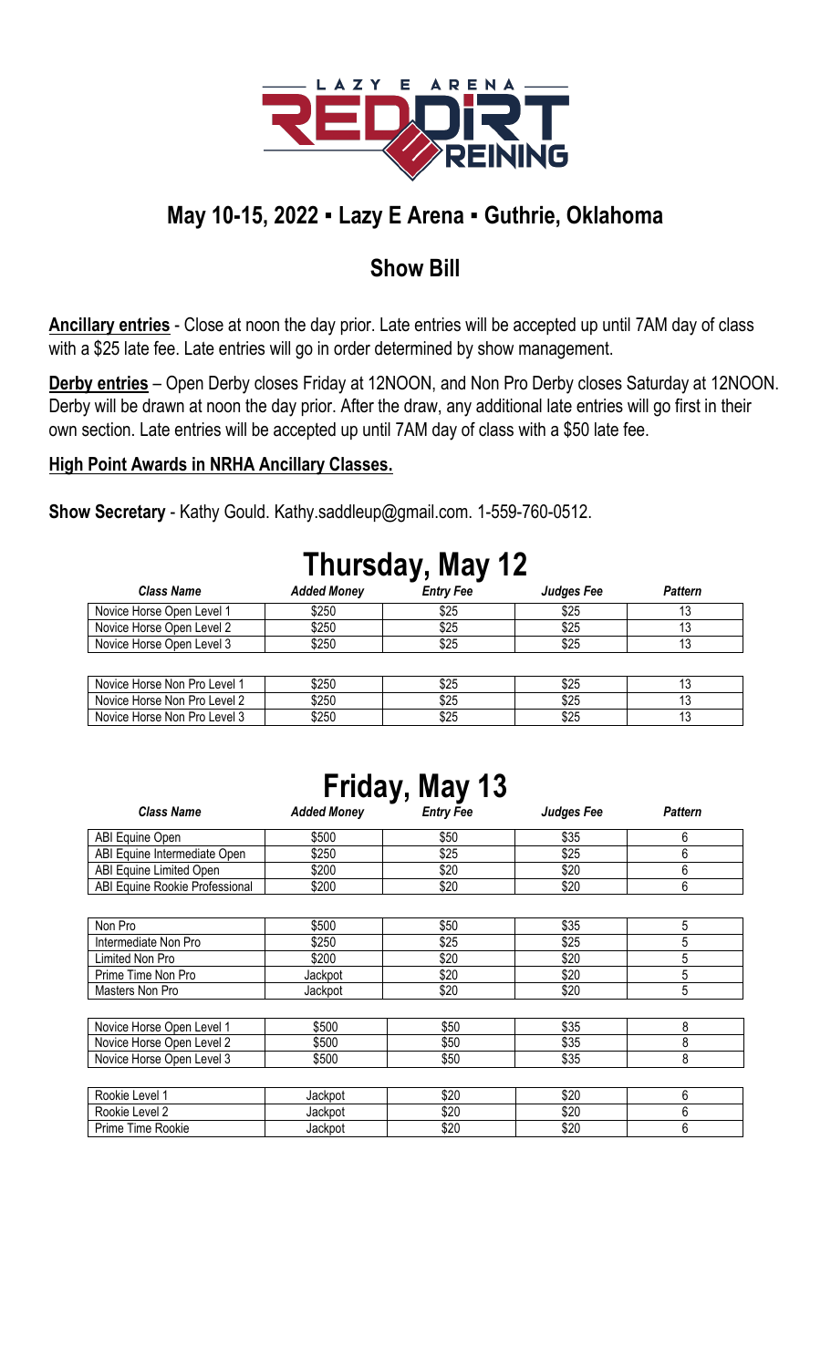LAZY E ARENA RED DIRT REINING

## May 10-15, 2022 ▪ Lazy E Arena ▪ Guthrie, Oklahoma

## Show Bill

**Ancillary entries** - Close at noon the day prior. Late entries will be accepted up until 7AM day of class with a $25 late fee. Late entries will go in order determined by show management.

**Derby entries** – Open Derby closes Friday at 12NOON, and Non Pro Derby closes Saturday at 12NOON. Derby will be drawn at noon the day prior. After the draw, any additional late entries will go first in their own section. Late entries will be accepted up until 7AM day of class with a $50 late fee.

**High Point Awards in NRHA Ancillary Classes.**

**Show Secretary** - Kathy Gould. Kathy.saddleup@gmail.com. 1-559-760-0512.

# Thursday, May 12

| *Class Name* | *Added Money* | *Entry Fee* | *Judges Fee* | *Pattern* |
|---|---|---|---|---|
| Novice Horse Open Level 1 | $250 | $25 | $25 | 13 |
| Novice Horse Open Level 2 | $250 | $25 | $25 | 13 |
| Novice Horse Open Level 3 | $250 | $25 | $25 | 13 |
| | | | | |
| Novice Horse Non Pro Level 1 | $250 | $25 | $25 | 13 |
| Novice Horse Non Pro Level 2 | $250 | $25 | $25 | 13 |
| Novice Horse Non Pro Level 3 | $250 | $25 | $25 | 13 |

# Friday, May 13

| *Class Name* | *Added Money* | *Entry Fee* | *Judges Fee* | *Pattern* |
|---|---|---|---|---|
| ABI Equine Open | $500 | $50 | $35 | 6 |
| ABI Equine Intermediate Open | $250 | $25 | $25 | 6 |
| ABI Equine Limited Open | $200 | $20 | $20 | 6 |
| ABI Equine Rookie Professional | $200 | $20 | $20 | 6 |
| | | | | |
| Non Pro | $500 | $50 | $35 | 5 |
| Intermediate Non Pro | $250 | $25 | $25 | 5 |
| Limited Non Pro | $200 | $20 | $20 | 5 |
| Prime Time Non Pro | Jackpot | $20 | $20 | 5 |
| Masters Non Pro | Jackpot | $20 | $20 | 5 |
| | | | | |
| Novice Horse Open Level 1 | $500 | $50 | $35 | 8 |
| Novice Horse Open Level 2 | $500 | $50 | $35 | 8 |
| Novice Horse Open Level 3 | $500 | $50 | $35 | 8 |
| | | | | |
| Rookie Level 1 | Jackpot | $20 | $20 | 6 |
| Rookie Level 2 | Jackpot | $20 | $20 | 6 |
| Prime Time Rookie | Jackpot | $20 | $20 | 6 |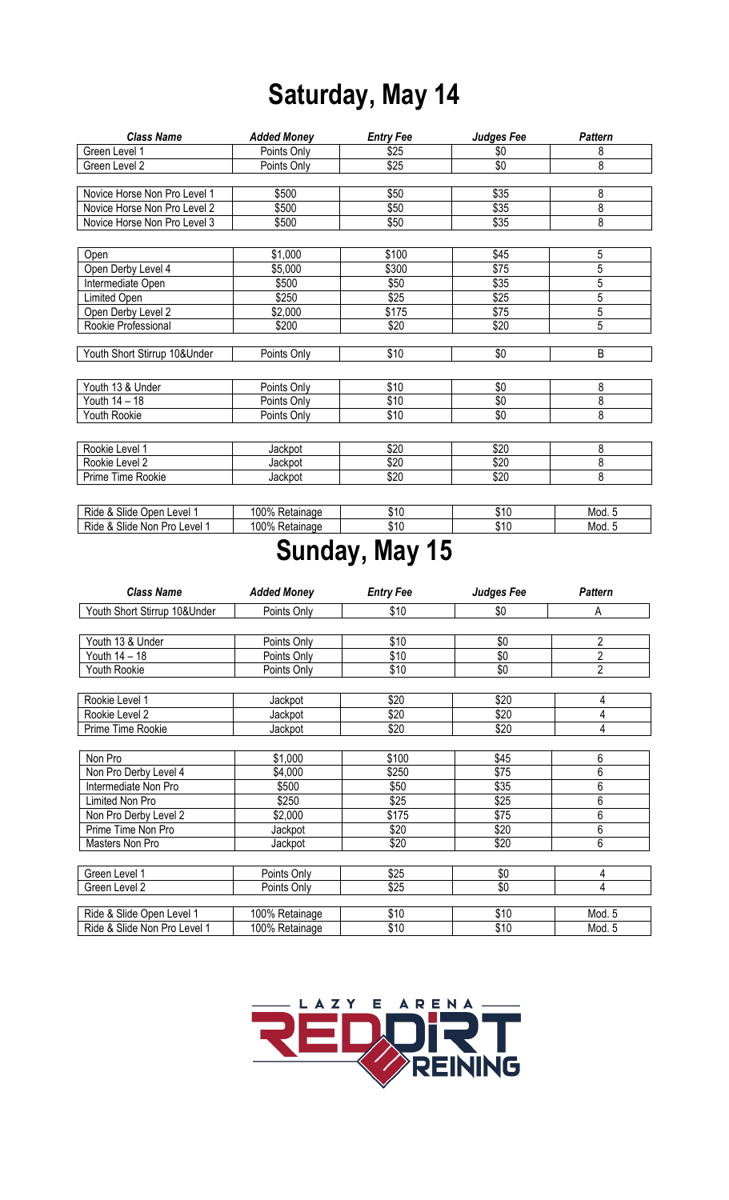# Saturday, May 14

| *Class Name* | *Added Money* | *Entry Fee* | *Judges Fee* | *Pattern* |
|---|---|---|---|---|
| Green Level 1 | Points Only | $25 | $0 | 8 |
| Green Level 2 | Points Only | $25 | $0 | 8 |
| | | | | |
| Novice Horse Non Pro Level 1 | $500 | $50 | $35 | 8 |
| Novice Horse Non Pro Level 2 | $500 | $50 | $35 | 8 |
| Novice Horse Non Pro Level 3 | $500 | $50 | $35 | 8 |
| | | | | |
| Open | $1,000 | $100 | $45 | 5 |
| Open Derby Level 4 | $5,000 | $300 | $75 | 5 |
| Intermediate Open | $500 | $50 | $35 | 5 |
| Limited Open | $250 | $25 | $25 | 5 |
| Open Derby Level 2 | $2,000 | $175 | $75 | 5 |
| Rookie Professional | $200 | $20 | $20 | 5 |
| | | | | |
| Youth Short Stirrup 10&Under | Points Only | $10 | $0 | B |
| | | | | |
| Youth 13 & Under | Points Only | $10 | $0 | 8 |
| Youth 14 – 18 | Points Only | $10 | $0 | 8 |
| Youth Rookie | Points Only | $10 | $0 | 8 |
| | | | | |
| Rookie Level 1 | Jackpot | $20 | $20 | 8 |
| Rookie Level 2 | Jackpot | $20 | $20 | 8 |
| Prime Time Rookie | Jackpot | $20 | $20 | 8 |
| | | | | |
| Ride & Slide Open Level 1 | 100% Retainage | $10 | $10 | Mod. 5 |
| Ride & Slide Non Pro Level 1 | 100% Retainage | $10 | $10 | Mod. 5 |

# Sunday, May 15

| *Class Name* | *Added Money* | *Entry Fee* | *Judges Fee* | *Pattern* |
|---|---|---|---|---|
| Youth Short Stirrup 10&Under | Points Only | $10 | $0 | A |
| | | | | |
| Youth 13 & Under | Points Only | $10 | $0 | 2 |
| Youth 14 – 18 | Points Only | $10 | $0 | 2 |
| Youth Rookie | Points Only | $10 | $0 | 2 |
| | | | | |
| Rookie Level 1 | Jackpot | $20 | $20 | 4 |
| Rookie Level 2 | Jackpot | $20 | $20 | 4 |
| Prime Time Rookie | Jackpot | $20 | $20 | 4 |
| | | | | |
| Non Pro | $1,000 | $100 | $45 | 6 |
| Non Pro Derby Level 4 | $4,000 | $250 | $75 | 6 |
| Intermediate Non Pro | $500 | $50 | $35 | 6 |
| Limited Non Pro | $250 | $25 | $25 | 6 |
| Non Pro Derby Level 2 | $2,000 | $175 | $75 | 6 |
| Prime Time Non Pro | Jackpot | $20 | $20 | 6 |
| Masters Non Pro | Jackpot | $20 | $20 | 6 |
| | | | | |
| Green Level 1 | Points Only | $25 | $0 | 4 |
| Green Level 2 | Points Only | $25 | $0 | 4 |
| | | | | |
| Ride & Slide Open Level 1 | 100% Retainage | $10 | $10 | Mod. 5 |
| Ride & Slide Non Pro Level 1 | 100% Retainage | $10 | $10 | Mod. 5 |

LAZY E ARENA
RED DIRT REINING